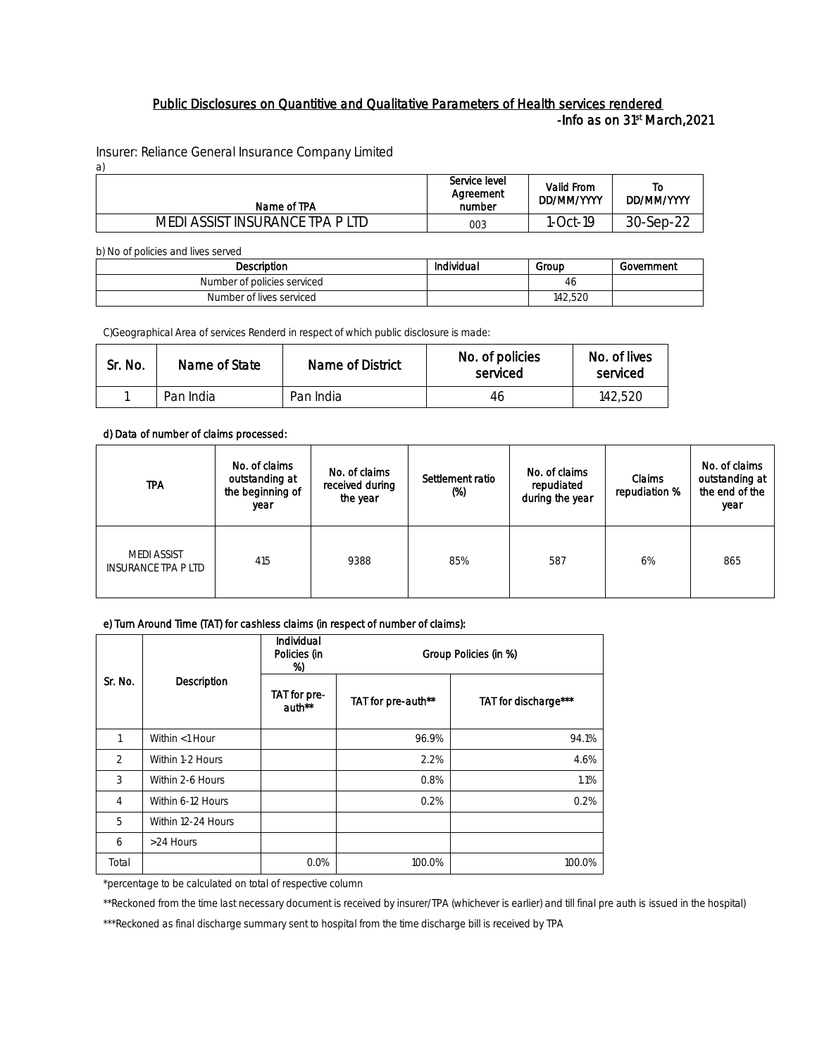# Public Disclosures on Quantitive and Qualitative Parameters of Health services rendered

-Info as on 31st March,2021

Insurer: Reliance General Insurance Company Limited

a)

| Name of TPA | Service level Agreement number | Valid From DD/MM/YYYY | To DD/MM/YYYY |
|---|---|---|---|
| MEDI ASSIST INSURANCE TPA P LTD | 003 | 1-Oct-19 | 30-Sep-22 |

b) No of policies and lives served

| Description | Individual | Group | Government |
|---|---|---|---|
| Number of policies serviced | | 46 | |
| Number of lives serviced | | 142,520 | |

C)Geographical Area of services Renderd in respect of which public disclosure is made:

| Sr. No. | Name of State | Name of District | No. of policies serviced | No. of lives serviced |
|---|---|---|---|---|
| 1 | Pan India | Pan India | 46 | 142,520 |

d) Data of number of claims processed:

| TPA | No. of claims outstanding at the beginning of year | No. of claims received during the year | Settlement ratio (%) | No. of claims repudiated during the year | Claims repudiation % | No. of claims outstanding at the end of the year |
|---|---|---|---|---|---|---|
| MEDI ASSIST INSURANCE TPA P LTD | 415 | 9388 | 85% | 587 | 6% | 865 |

e) Turn Around Time (TAT) for cashless claims (in respect of number of claims):

| Sr. No. | Description | Individual Policies (in %) | Group Policies (in %) | |
|---|---|---|---|---|
| | | TAT for pre-auth** | TAT for pre-auth** | TAT for discharge*** |
| 1 | Within <1 Hour | | 96.9% | 94.1% |
| 2 | Within 1-2 Hours | | 2.2% | 4.6% |
| 3 | Within 2-6 Hours | | 0.8% | 1.1% |
| 4 | Within 6-12 Hours | | 0.2% | 0.2% |
| 5 | Within 12-24 Hours | | | |
| 6 | >24 Hours | | | |
| Total | | 0.0% | 100.0% | 100.0% |

*percentage to be calculated on total of respective column

**Reckoned from the time last necessary document is received by insurer/TPA (whichever is earlier) and till final pre auth is issued in the hospital)

***Reckoned as final discharge summary sent to hospital from the time discharge bill is received by TPA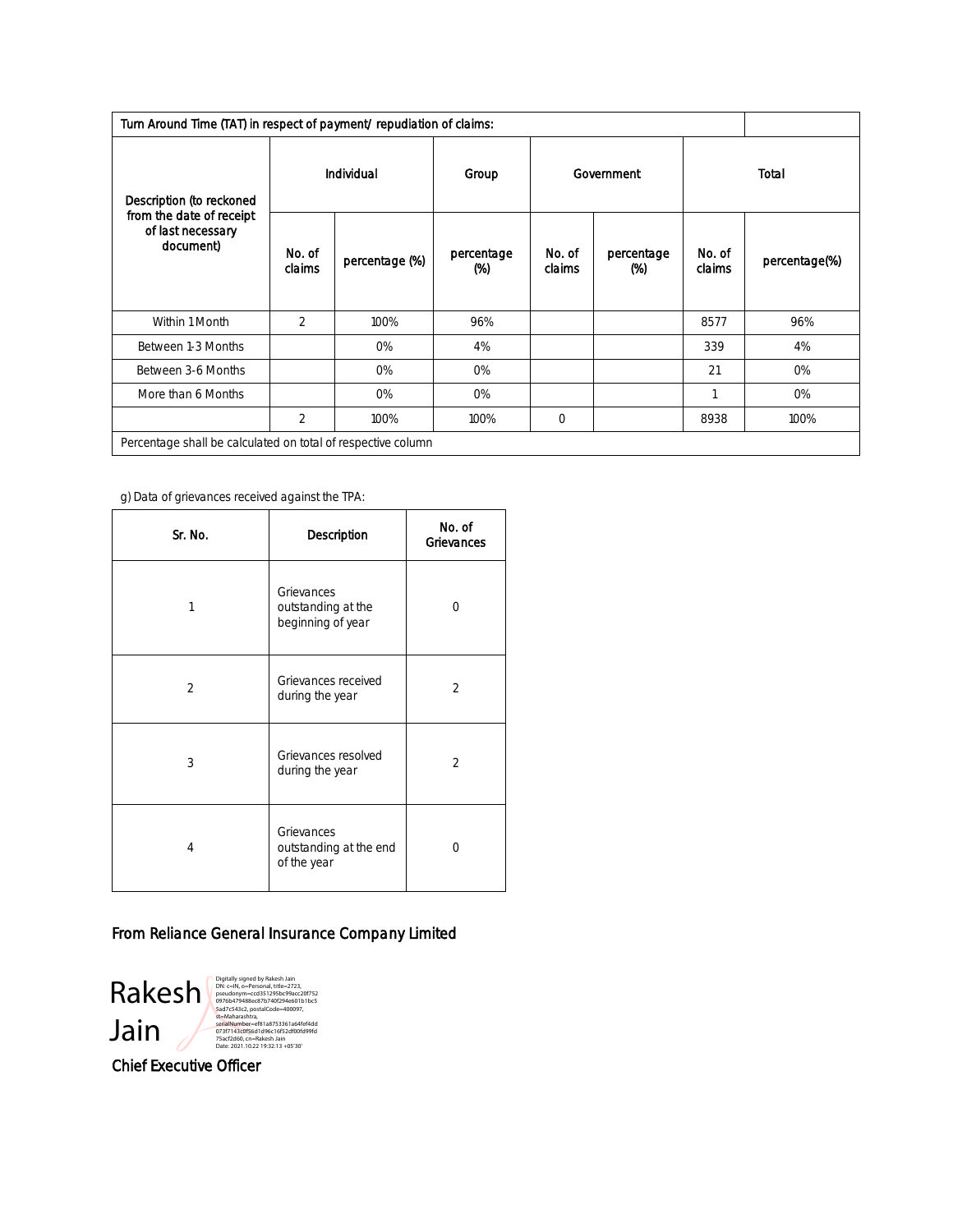| Turn Around Time (TAT) in respect of payment/ repudiation of claims: | | | | | | | |
|---|---|---|---|---|---|---|---|
| Description (to reckoned from the date of receipt of last necessary document) | Individual | | Group | Government | | Total | |
| | No. of claims | percentage (%) | percentage (%) | No. of claims | percentage (%) | No. of claims | percentage(%) |
| Within 1 Month | 2 | 100% | 96% | | | 8577 | 96% |
| Between 1-3 Months | | 0% | 4% | | | 339 | 4% |
| Between 3-6 Months | | 0% | 0% | | | 21 | 0% |
| More than 6 Months | | 0% | 0% | | | 1 | 0% |
| | 2 | 100% | 100% | 0 | | 8938 | 100% |
| Percentage shall be calculated on total of respective column | | | | | | | |

g) Data of grievances received against the TPA:

| Sr. No. | Description | No. of Grievances |
|---|---|---|
| 1 | Grievances outstanding at the beginning of year | 0 |
| 2 | Grievances received during the year | 2 |
| 3 | Grievances resolved during the year | 2 |
| 4 | Grievances outstanding at the end of the year | 0 |

From Reliance General Insurance Company Limited

Rakesh Jain

Digitally signed by Rakesh Jain
DN: c=IN, o=Personal, title=2723, pseudonym=ccd351295bc99acc20f7520976b479488ec87b740f294e601b1bc55ad7c543c2, postalCode=400097, st=Maharashtra, serialNumber=ef81a8753361a64fef4dd073f7143c0f56d1d96c16f52df00fd99fd75acf2d60, cn=Rakesh Jain
Date: 2021.10.22 19:32:13 +05'30'

Chief Executive Officer